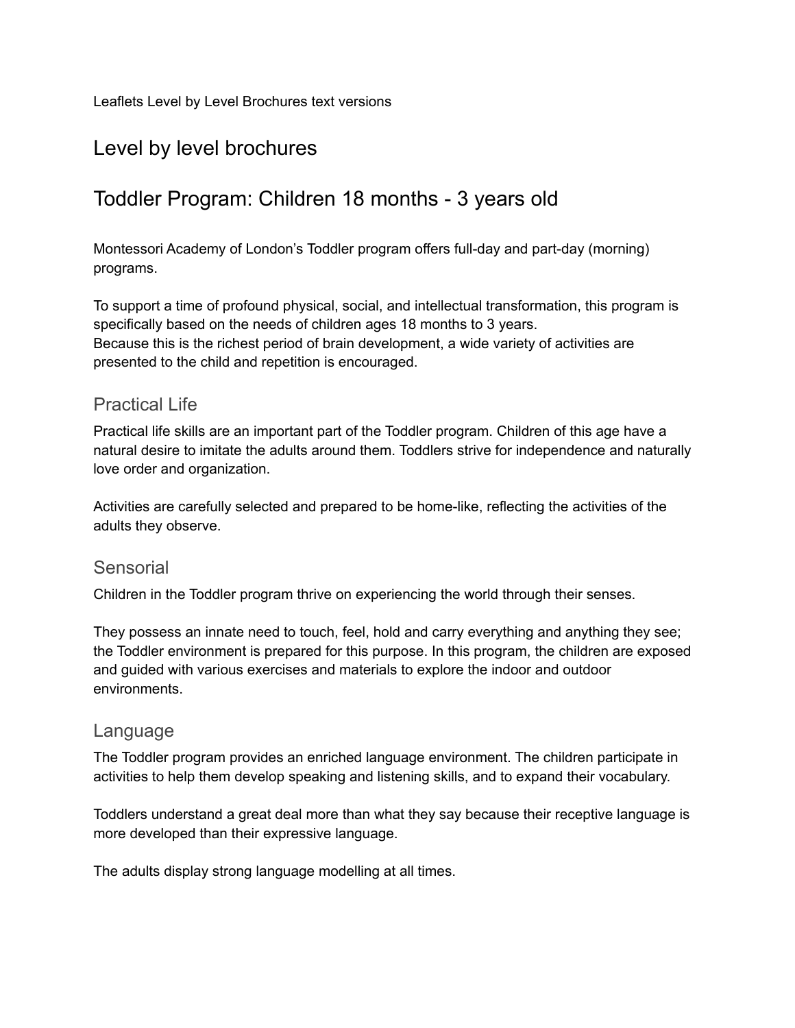Leaflets Level by Level Brochures text versions

# Level by level brochures

# Toddler Program: Children 18 months - 3 years old

Montessori Academy of London's Toddler program offers full-day and part-day (morning) programs.

To support a time of profound physical, social, and intellectual transformation, this program is specifically based on the needs of children ages 18 months to 3 years.
Because this is the richest period of brain development, a wide variety of activities are presented to the child and repetition is encouraged.

## Practical Life

Practical life skills are an important part of the Toddler program. Children of this age have a natural desire to imitate the adults around them. Toddlers strive for independence and naturally love order and organization.

Activities are carefully selected and prepared to be home-like, reflecting the activities of the adults they observe.

## Sensorial

Children in the Toddler program thrive on experiencing the world through their senses.

They possess an innate need to touch, feel, hold and carry everything and anything they see; the Toddler environment is prepared for this purpose. In this program, the children are exposed and guided with various exercises and materials to explore the indoor and outdoor environments.

## Language

The Toddler program provides an enriched language environment. The children participate in activities to help them develop speaking and listening skills, and to expand their vocabulary.

Toddlers understand a great deal more than what they say because their receptive language is more developed than their expressive language.

The adults display strong language modelling at all times.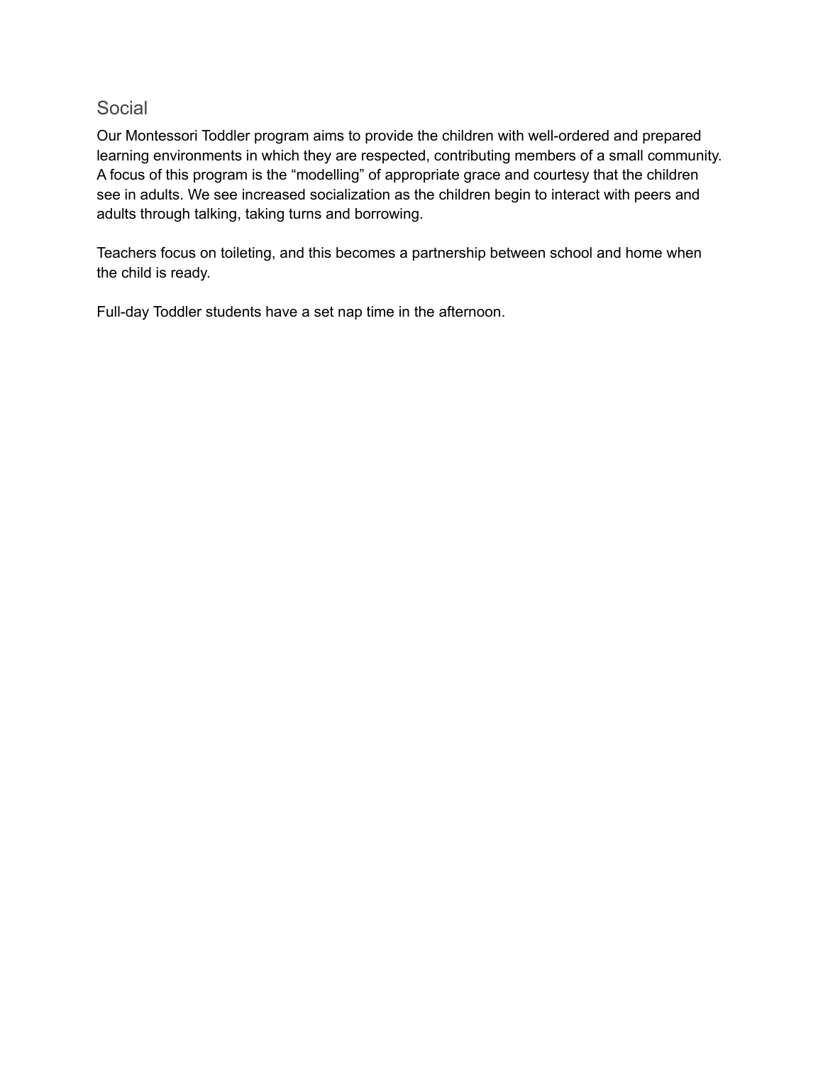## Social

Our Montessori Toddler program aims to provide the children with well-ordered and prepared learning environments in which they are respected, contributing members of a small community. A focus of this program is the “modelling” of appropriate grace and courtesy that the children see in adults. We see increased socialization as the children begin to interact with peers and adults through talking, taking turns and borrowing.

Teachers focus on toileting, and this becomes a partnership between school and home when the child is ready.

Full-day Toddler students have a set nap time in the afternoon.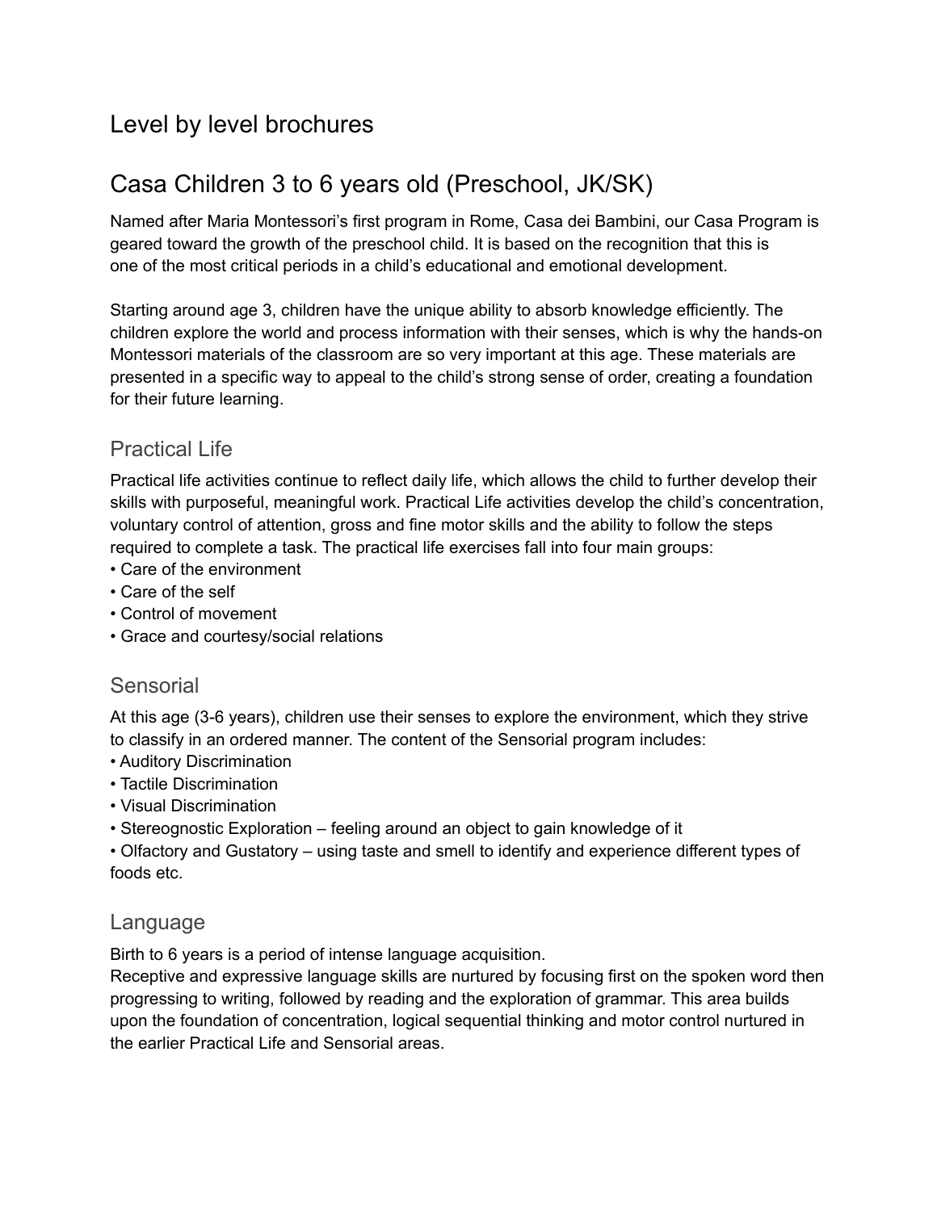# Level by level brochures

# Casa Children 3 to 6 years old (Preschool, JK/SK)

Named after Maria Montessori's first program in Rome, Casa dei Bambini, our Casa Program is geared toward the growth of the preschool child. It is based on the recognition that this is one of the most critical periods in a child's educational and emotional development.

Starting around age 3, children have the unique ability to absorb knowledge efficiently. The children explore the world and process information with their senses, which is why the hands-on Montessori materials of the classroom are so very important at this age. These materials are presented in a specific way to appeal to the child's strong sense of order, creating a foundation for their future learning.

## Practical Life

Practical life activities continue to reflect daily life, which allows the child to further develop their skills with purposeful, meaningful work. Practical Life activities develop the child's concentration, voluntary control of attention, gross and fine motor skills and the ability to follow the steps required to complete a task. The practical life exercises fall into four main groups:

- Care of the environment
- Care of the self
- Control of movement
- Grace and courtesy/social relations

## Sensorial

At this age (3-6 years), children use their senses to explore the environment, which they strive to classify in an ordered manner. The content of the Sensorial program includes:

- Auditory Discrimination
- Tactile Discrimination
- Visual Discrimination
- Stereognostic Exploration – feeling around an object to gain knowledge of it
- Olfactory and Gustatory – using taste and smell to identify and experience different types of foods etc.

## Language

Birth to 6 years is a period of intense language acquisition.
Receptive and expressive language skills are nurtured by focusing first on the spoken word then progressing to writing, followed by reading and the exploration of grammar. This area builds upon the foundation of concentration, logical sequential thinking and motor control nurtured in the earlier Practical Life and Sensorial areas.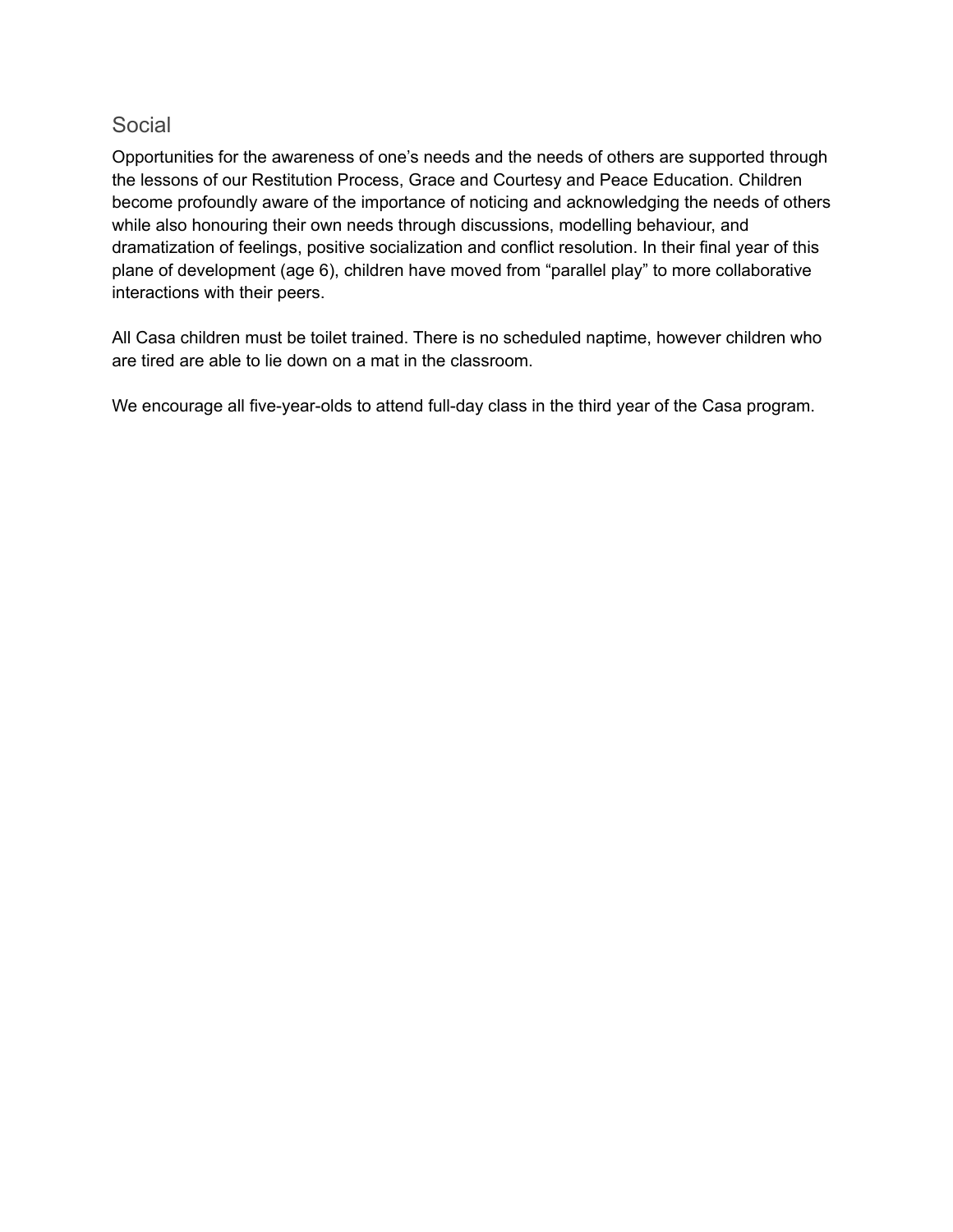## Social

Opportunities for the awareness of one's needs and the needs of others are supported through the lessons of our Restitution Process, Grace and Courtesy and Peace Education. Children become profoundly aware of the importance of noticing and acknowledging the needs of others while also honouring their own needs through discussions, modelling behaviour, and dramatization of feelings, positive socialization and conflict resolution. In their final year of this plane of development (age 6), children have moved from "parallel play" to more collaborative interactions with their peers.

All Casa children must be toilet trained. There is no scheduled naptime, however children who are tired are able to lie down on a mat in the classroom.

We encourage all five-year-olds to attend full-day class in the third year of the Casa program.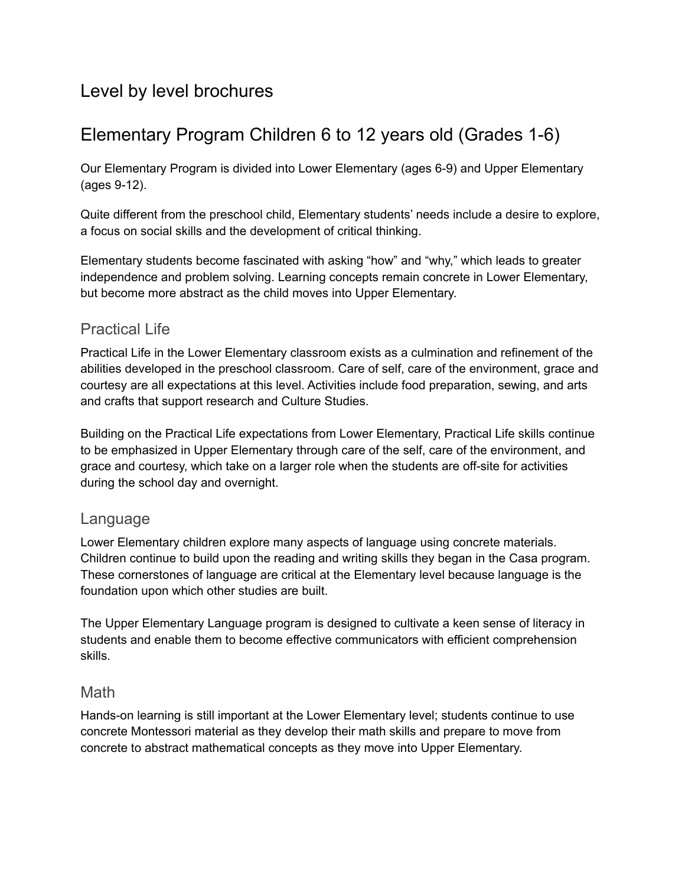# Level by level brochures

# Elementary Program Children 6 to 12 years old (Grades 1-6)

Our Elementary Program is divided into Lower Elementary (ages 6-9) and Upper Elementary (ages 9-12).

Quite different from the preschool child, Elementary students' needs include a desire to explore, a focus on social skills and the development of critical thinking.

Elementary students become fascinated with asking "how" and "why," which leads to greater independence and problem solving. Learning concepts remain concrete in Lower Elementary, but become more abstract as the child moves into Upper Elementary.

## Practical Life

Practical Life in the Lower Elementary classroom exists as a culmination and refinement of the abilities developed in the preschool classroom. Care of self, care of the environment, grace and courtesy are all expectations at this level. Activities include food preparation, sewing, and arts and crafts that support research and Culture Studies.

Building on the Practical Life expectations from Lower Elementary, Practical Life skills continue to be emphasized in Upper Elementary through care of the self, care of the environment, and grace and courtesy, which take on a larger role when the students are off-site for activities during the school day and overnight.

## Language

Lower Elementary children explore many aspects of language using concrete materials. Children continue to build upon the reading and writing skills they began in the Casa program. These cornerstones of language are critical at the Elementary level because language is the foundation upon which other studies are built.

The Upper Elementary Language program is designed to cultivate a keen sense of literacy in students and enable them to become effective communicators with efficient comprehension skills.

## Math

Hands-on learning is still important at the Lower Elementary level; students continue to use concrete Montessori material as they develop their math skills and prepare to move from concrete to abstract mathematical concepts as they move into Upper Elementary.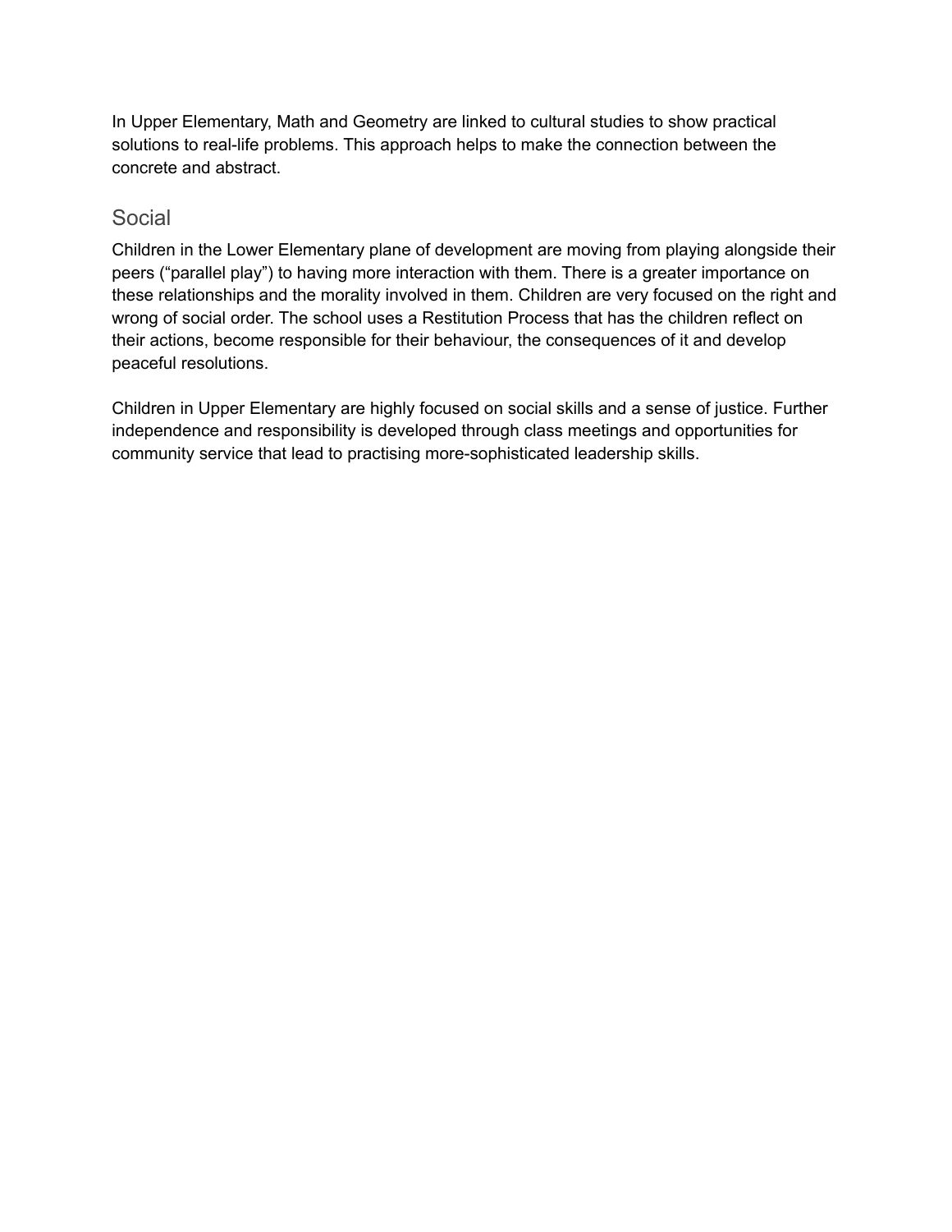In Upper Elementary, Math and Geometry are linked to cultural studies to show practical solutions to real-life problems. This approach helps to make the connection between the concrete and abstract.

## Social

Children in the Lower Elementary plane of development are moving from playing alongside their peers ("parallel play") to having more interaction with them. There is a greater importance on these relationships and the morality involved in them. Children are very focused on the right and wrong of social order. The school uses a Restitution Process that has the children reflect on their actions, become responsible for their behaviour, the consequences of it and develop peaceful resolutions.

Children in Upper Elementary are highly focused on social skills and a sense of justice. Further independence and responsibility is developed through class meetings and opportunities for community service that lead to practising more-sophisticated leadership skills.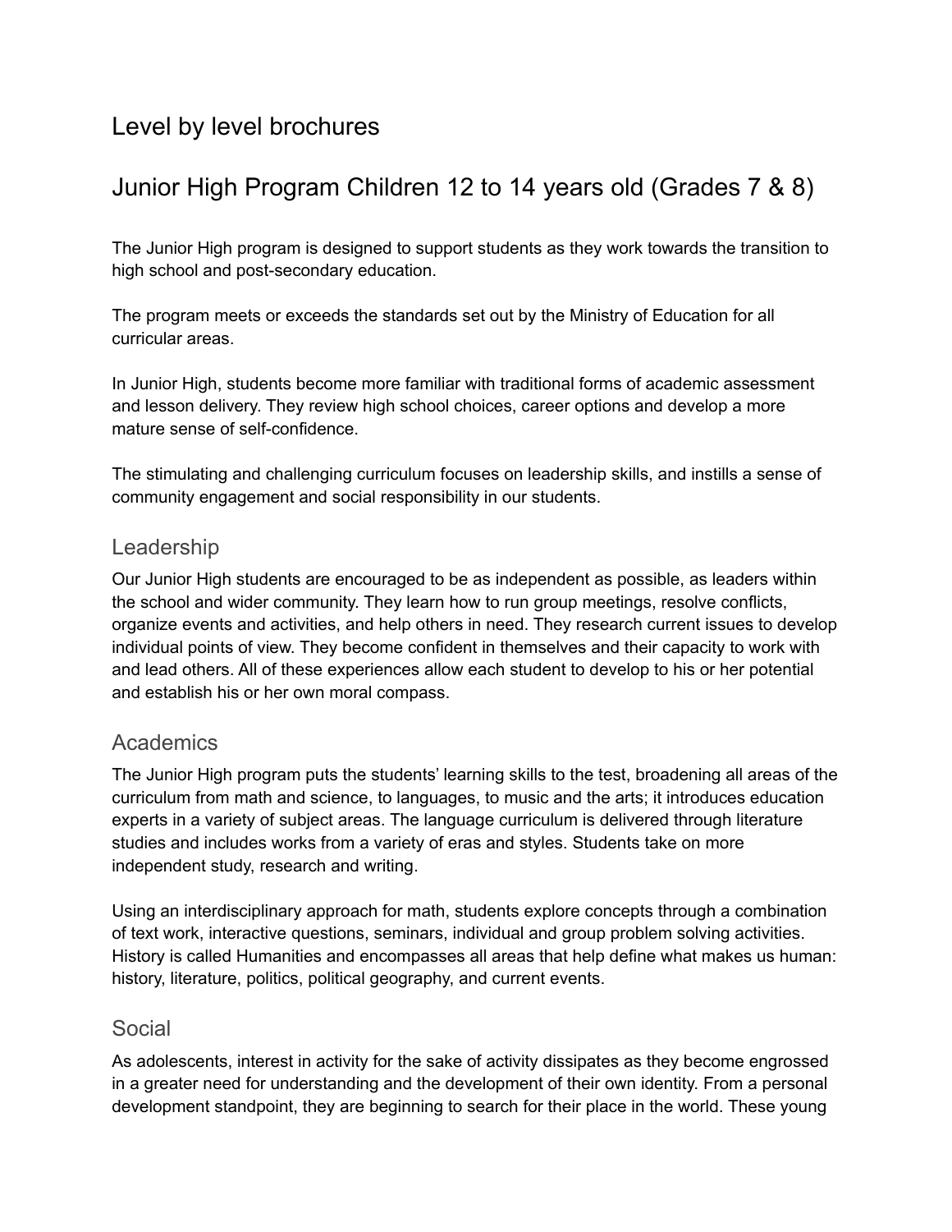# Level by level brochures

## Junior High Program Children 12 to 14 years old (Grades 7 & 8)

The Junior High program is designed to support students as they work towards the transition to high school and post-secondary education.

The program meets or exceeds the standards set out by the Ministry of Education for all curricular areas.

In Junior High, students become more familiar with traditional forms of academic assessment and lesson delivery. They review high school choices, career options and develop a more mature sense of self-confidence.

The stimulating and challenging curriculum focuses on leadership skills, and instills a sense of community engagement and social responsibility in our students.

### Leadership

Our Junior High students are encouraged to be as independent as possible, as leaders within the school and wider community. They learn how to run group meetings, resolve conflicts, organize events and activities, and help others in need. They research current issues to develop individual points of view. They become confident in themselves and their capacity to work with and lead others. All of these experiences allow each student to develop to his or her potential and establish his or her own moral compass.

### Academics

The Junior High program puts the students' learning skills to the test, broadening all areas of the curriculum from math and science, to languages, to music and the arts; it introduces education experts in a variety of subject areas. The language curriculum is delivered through literature studies and includes works from a variety of eras and styles. Students take on more independent study, research and writing.

Using an interdisciplinary approach for math, students explore concepts through a combination of text work, interactive questions, seminars, individual and group problem solving activities. History is called Humanities and encompasses all areas that help define what makes us human: history, literature, politics, political geography, and current events.

### Social

As adolescents, interest in activity for the sake of activity dissipates as they become engrossed in a greater need for understanding and the development of their own identity. From a personal development standpoint, they are beginning to search for their place in the world. These young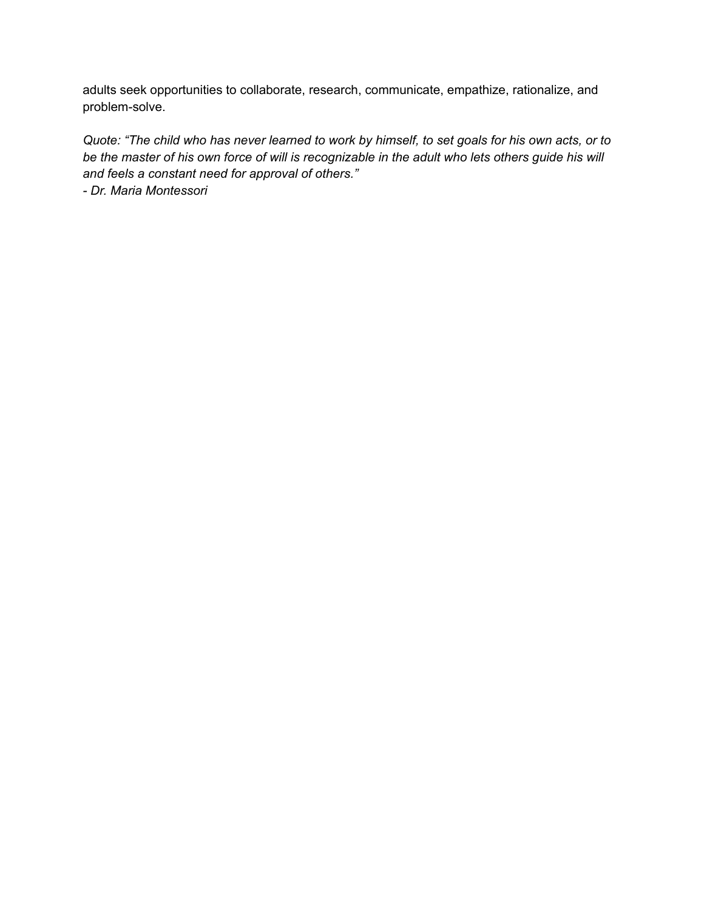adults seek opportunities to collaborate, research, communicate, empathize, rationalize, and problem-solve.

*Quote: "The child who has never learned to work by himself, to set goals for his own acts, or to be the master of his own force of will is recognizable in the adult who lets others guide his will and feels a constant need for approval of others."*
*- Dr. Maria Montessori*